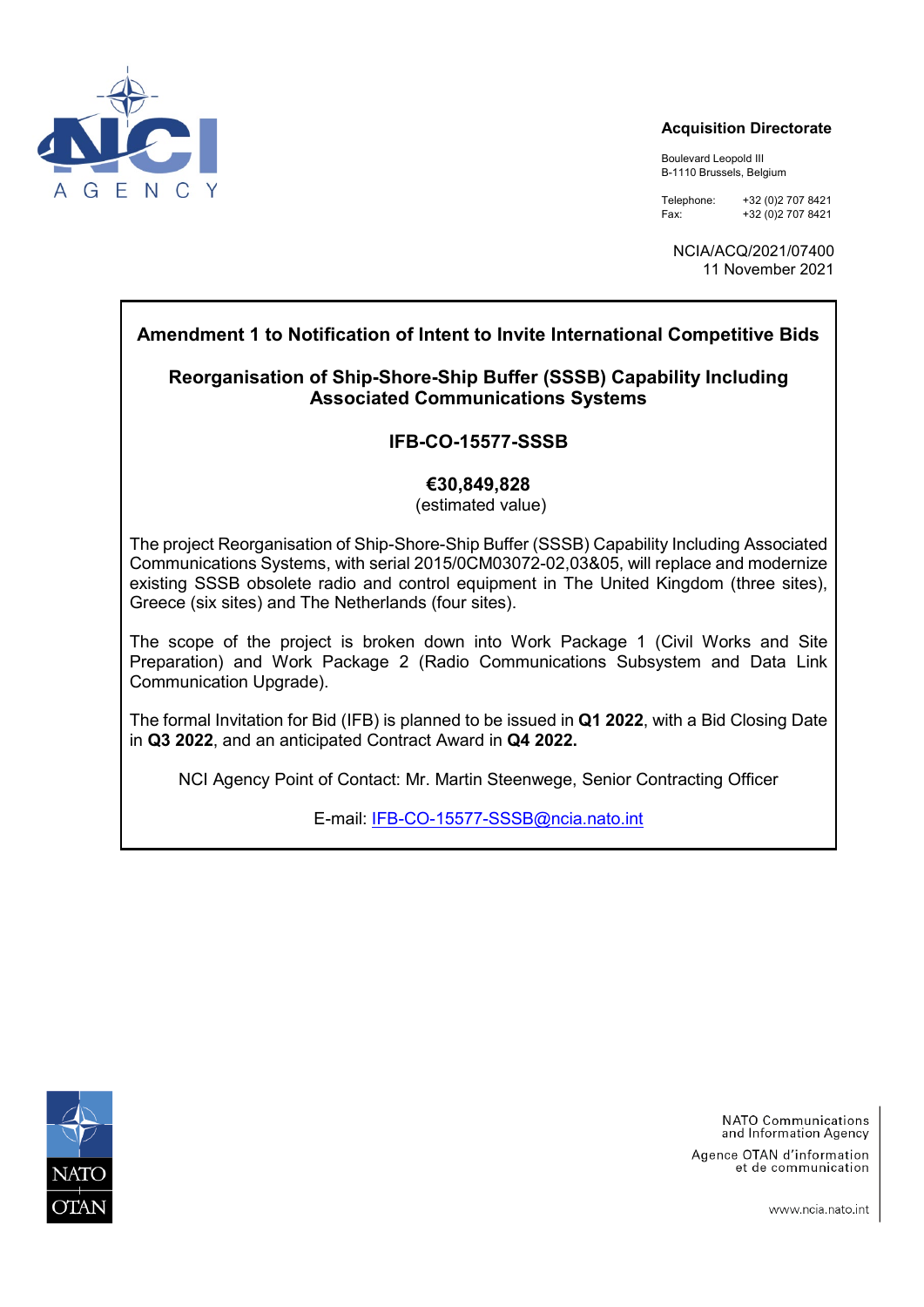**Acquisition Directorate**

Boulevard Leopold III
B-1110 Brussels, Belgium

Telephone: +32 (0)2 707 8421
Fax: +32 (0)2 707 8421

NCIA/ACQ/2021/07400
11 November 2021

# Amendment 1 to Notification of Intent to Invite International Competitive Bids

## Reorganisation of Ship-Shore-Ship Buffer (SSSB) Capability Including Associated Communications Systems

## IFB-CO-15577-SSSB

**€30,849,828**
(estimated value)

The project Reorganisation of Ship-Shore-Ship Buffer (SSSB) Capability Including Associated Communications Systems, with serial 2015/0CM03072-02,03&05, will replace and modernize existing SSSB obsolete radio and control equipment in The United Kingdom (three sites), Greece (six sites) and The Netherlands (four sites).

The scope of the project is broken down into Work Package 1 (Civil Works and Site Preparation) and Work Package 2 (Radio Communications Subsystem and Data Link Communication Upgrade).

The formal Invitation for Bid (IFB) is planned to be issued in **Q1 2022**, with a Bid Closing Date in **Q3 2022**, and an anticipated Contract Award in **Q4 2022.**

NCI Agency Point of Contact: Mr. Martin Steenwege, Senior Contracting Officer

E-mail: IFB-CO-15577-SSSB@ncia.nato.int

NATO Communications and Information Agency
Agence OTAN d'information et de communication

www.ncia.nato.int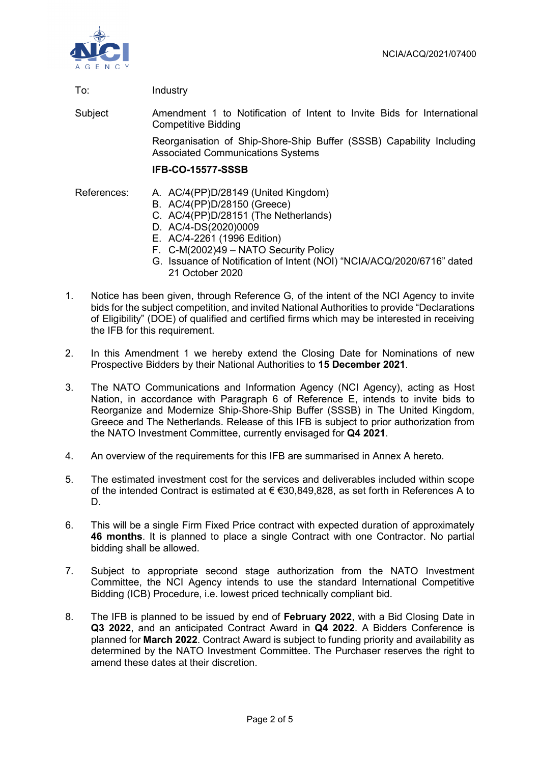NCIA/ACQ/2021/07400

To: Industry

Subject: Amendment 1 to Notification of Intent to Invite Bids for International Competitive Bidding

Reorganisation of Ship-Shore-Ship Buffer (SSSB) Capability Including Associated Communications Systems

**IFB-CO-15577-SSSB**

References:

A. AC/4(PP)D/28149 (United Kingdom)
B. AC/4(PP)D/28150 (Greece)
C. AC/4(PP)D/28151 (The Netherlands)
D. AC/4-DS(2020)0009
E. AC/4-2261 (1996 Edition)
F. C-M(2002)49 – NATO Security Policy
G. Issuance of Notification of Intent (NOI) "NCIA/ACQ/2020/6716" dated 21 October 2020

1. Notice has been given, through Reference G, of the intent of the NCI Agency to invite bids for the subject competition, and invited National Authorities to provide "Declarations of Eligibility" (DOE) of qualified and certified firms which may be interested in receiving the IFB for this requirement.

2. In this Amendment 1 we hereby extend the Closing Date for Nominations of new Prospective Bidders by their National Authorities to **15 December 2021**.

3. The NATO Communications and Information Agency (NCI Agency), acting as Host Nation, in accordance with Paragraph 6 of Reference E, intends to invite bids to Reorganize and Modernize Ship-Shore-Ship Buffer (SSSB) in The United Kingdom, Greece and The Netherlands. Release of this IFB is subject to prior authorization from the NATO Investment Committee, currently envisaged for **Q4 2021**.

4. An overview of the requirements for this IFB are summarised in Annex A hereto.

5. The estimated investment cost for the services and deliverables included within scope of the intended Contract is estimated at € €30,849,828, as set forth in References A to D.

6. This will be a single Firm Fixed Price contract with expected duration of approximately **46 months**. It is planned to place a single Contract with one Contractor. No partial bidding shall be allowed.

7. Subject to appropriate second stage authorization from the NATO Investment Committee, the NCI Agency intends to use the standard International Competitive Bidding (ICB) Procedure, i.e. lowest priced technically compliant bid.

8. The IFB is planned to be issued by end of **February 2022**, with a Bid Closing Date in **Q3 2022**, and an anticipated Contract Award in **Q4 2022**. A Bidders Conference is planned for **March 2022**. Contract Award is subject to funding priority and availability as determined by the NATO Investment Committee. The Purchaser reserves the right to amend these dates at their discretion.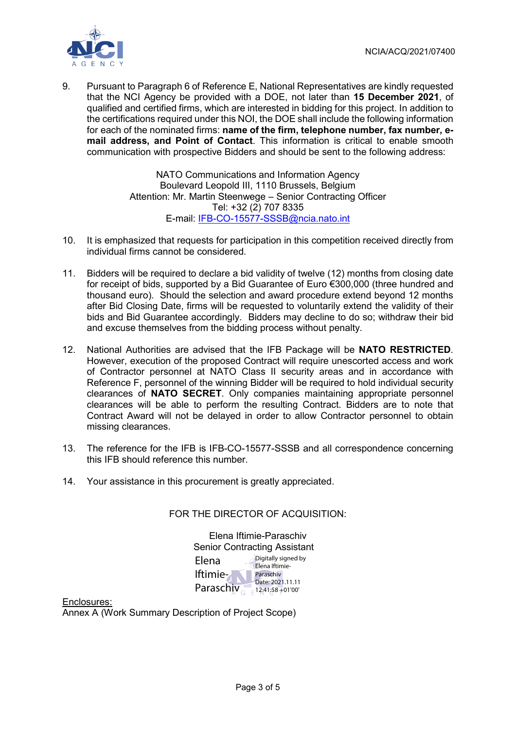NCIA/ACQ/2021/07400

9. Pursuant to Paragraph 6 of Reference E, National Representatives are kindly requested that the NCI Agency be provided with a DOE, not later than **15 December 2021**, of qualified and certified firms, which are interested in bidding for this project. In addition to the certifications required under this NOI, the DOE shall include the following information for each of the nominated firms: **name of the firm, telephone number, fax number, e-mail address, and Point of Contact**. This information is critical to enable smooth communication with prospective Bidders and should be sent to the following address:

   NATO Communications and Information Agency
   Boulevard Leopold III, 1110 Brussels, Belgium
   Attention: Mr. Martin Steenwege – Senior Contracting Officer
   Tel: +32 (2) 707 8335
   E-mail: IFB-CO-15577-SSSB@ncia.nato.int

10. It is emphasized that requests for participation in this competition received directly from individual firms cannot be considered.

11. Bidders will be required to declare a bid validity of twelve (12) months from closing date for receipt of bids, supported by a Bid Guarantee of Euro €300,000 (three hundred and thousand euro). Should the selection and award procedure extend beyond 12 months after Bid Closing Date, firms will be requested to voluntarily extend the validity of their bids and Bid Guarantee accordingly. Bidders may decline to do so; withdraw their bid and excuse themselves from the bidding process without penalty.

12. National Authorities are advised that the IFB Package will be **NATO RESTRICTED**. However, execution of the proposed Contract will require unescorted access and work of Contractor personnel at NATO Class II security areas and in accordance with Reference F, personnel of the winning Bidder will be required to hold individual security clearances of **NATO SECRET**. Only companies maintaining appropriate personnel clearances will be able to perform the resulting Contract. Bidders are to note that Contract Award will not be delayed in order to allow Contractor personnel to obtain missing clearances.

13. The reference for the IFB is IFB-CO-15577-SSSB and all correspondence concerning this IFB should reference this number.

14. Your assistance in this procurement is greatly appreciated.

FOR THE DIRECTOR OF ACQUISITION:

Elena Iftimie-Paraschiv
Senior Contracting Assistant

Elena Iftimie-Paraschiv
Digitally signed by Elena Iftimie-Paraschiv
Date: 2021.11.11 12:41:58 +01'00'

Enclosures:
Annex A (Work Summary Description of Project Scope)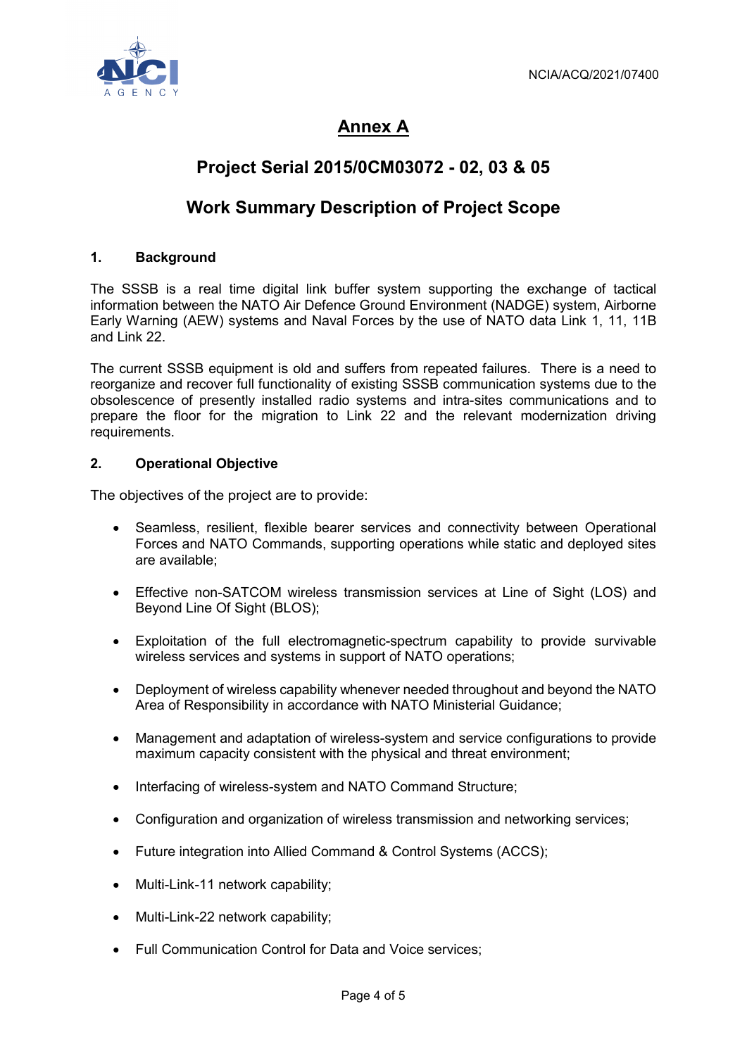# Annex A

## Project Serial 2015/0CM03072 - 02, 03 & 05

## Work Summary Description of Project Scope

### 1. Background

The SSSB is a real time digital link buffer system supporting the exchange of tactical information between the NATO Air Defence Ground Environment (NADGE) system, Airborne Early Warning (AEW) systems and Naval Forces by the use of NATO data Link 1, 11, 11B and Link 22.

The current SSSB equipment is old and suffers from repeated failures. There is a need to reorganize and recover full functionality of existing SSSB communication systems due to the obsolescence of presently installed radio systems and intra-sites communications and to prepare the floor for the migration to Link 22 and the relevant modernization driving requirements.

### 2. Operational Objective

The objectives of the project are to provide:

- Seamless, resilient, flexible bearer services and connectivity between Operational Forces and NATO Commands, supporting operations while static and deployed sites are available;
- Effective non-SATCOM wireless transmission services at Line of Sight (LOS) and Beyond Line Of Sight (BLOS);
- Exploitation of the full electromagnetic-spectrum capability to provide survivable wireless services and systems in support of NATO operations;
- Deployment of wireless capability whenever needed throughout and beyond the NATO Area of Responsibility in accordance with NATO Ministerial Guidance;
- Management and adaptation of wireless-system and service configurations to provide maximum capacity consistent with the physical and threat environment;
- Interfacing of wireless-system and NATO Command Structure;
- Configuration and organization of wireless transmission and networking services;
- Future integration into Allied Command & Control Systems (ACCS);
- Multi-Link-11 network capability;
- Multi-Link-22 network capability;
- Full Communication Control for Data and Voice services;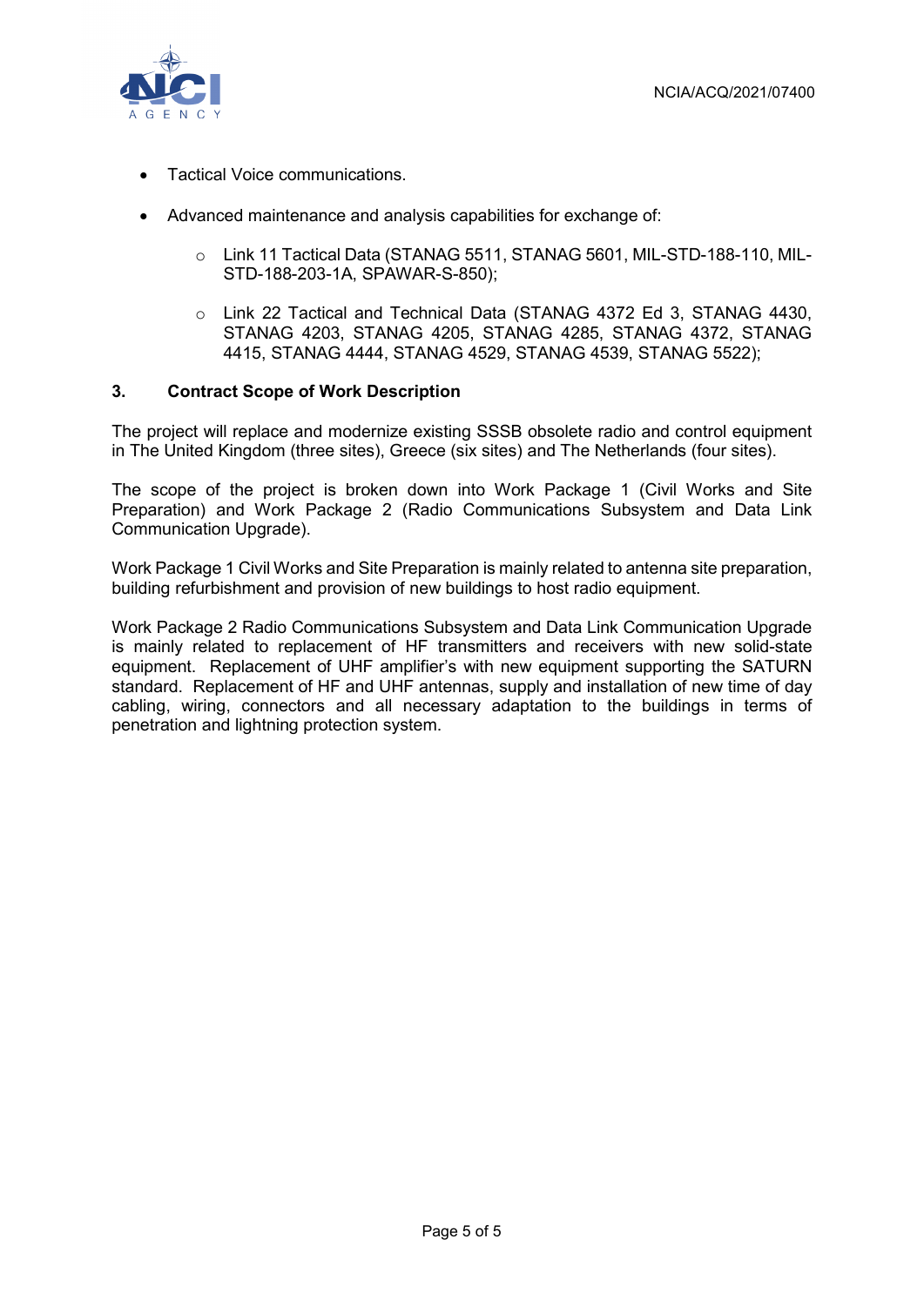- Tactical Voice communications.
- Advanced maintenance and analysis capabilities for exchange of:
  - Link 11 Tactical Data (STANAG 5511, STANAG 5601, MIL-STD-188-110, MIL-STD-188-203-1A, SPAWAR-S-850);
  - Link 22 Tactical and Technical Data (STANAG 4372 Ed 3, STANAG 4430, STANAG 4203, STANAG 4205, STANAG 4285, STANAG 4372, STANAG 4415, STANAG 4444, STANAG 4529, STANAG 4539, STANAG 5522);

## 3. Contract Scope of Work Description

The project will replace and modernize existing SSSB obsolete radio and control equipment in The United Kingdom (three sites), Greece (six sites) and The Netherlands (four sites).

The scope of the project is broken down into Work Package 1 (Civil Works and Site Preparation) and Work Package 2 (Radio Communications Subsystem and Data Link Communication Upgrade).

Work Package 1 Civil Works and Site Preparation is mainly related to antenna site preparation, building refurbishment and provision of new buildings to host radio equipment.

Work Package 2 Radio Communications Subsystem and Data Link Communication Upgrade is mainly related to replacement of HF transmitters and receivers with new solid-state equipment. Replacement of UHF amplifier's with new equipment supporting the SATURN standard. Replacement of HF and UHF antennas, supply and installation of new time of day cabling, wiring, connectors and all necessary adaptation to the buildings in terms of penetration and lightning protection system.